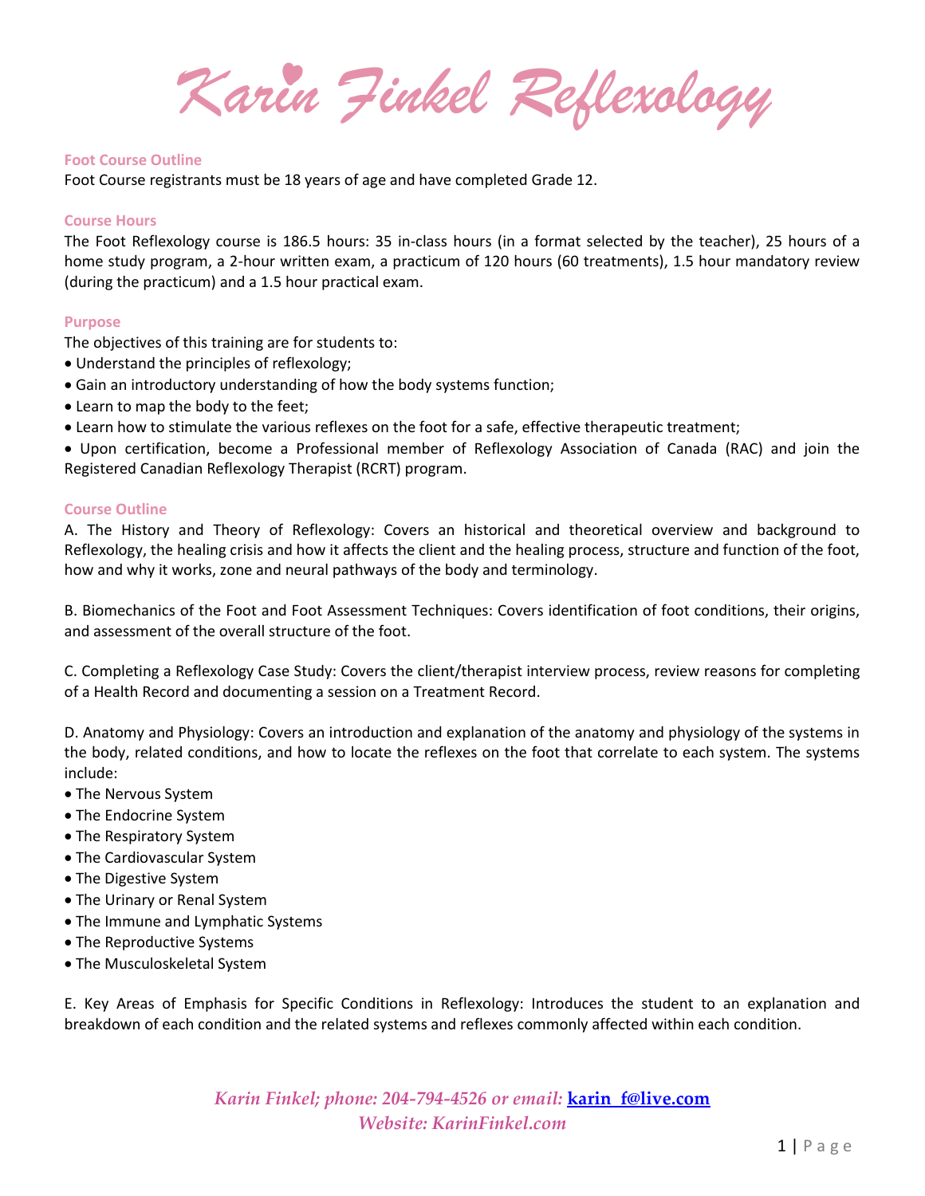# Karin Finkel Reflexology

## Foot Course Outline

Foot Course registrants must be 18 years of age and have completed Grade 12.

## Course Hours

The Foot Reflexology course is 186.5 hours: 35 in-class hours (in a format selected by the teacher), 25 hours of a home study program, a 2-hour written exam, a practicum of 120 hours (60 treatments), 1.5 hour mandatory review (during the practicum) and a 1.5 hour practical exam.

## Purpose

The objectives of this training are for students to:

- Understand the principles of reflexology;
- Gain an introductory understanding of how the body systems function;
- Learn to map the body to the feet;
- Learn how to stimulate the various reflexes on the foot for a safe, effective therapeutic treatment;
- Upon certification, become a Professional member of Reflexology Association of Canada (RAC) and join the Registered Canadian Reflexology Therapist (RCRT) program.

## Course Outline

A. The History and Theory of Reflexology: Covers an historical and theoretical overview and background to Reflexology, the healing crisis and how it affects the client and the healing process, structure and function of the foot, how and why it works, zone and neural pathways of the body and terminology.

B. Biomechanics of the Foot and Foot Assessment Techniques: Covers identification of foot conditions, their origins, and assessment of the overall structure of the foot.

C. Completing a Reflexology Case Study: Covers the client/therapist interview process, review reasons for completing of a Health Record and documenting a session on a Treatment Record.

D. Anatomy and Physiology: Covers an introduction and explanation of the anatomy and physiology of the systems in the body, related conditions, and how to locate the reflexes on the foot that correlate to each system. The systems include:

- The Nervous System
- The Endocrine System
- The Respiratory System
- The Cardiovascular System
- The Digestive System
- The Urinary or Renal System
- The Immune and Lymphatic Systems
- The Reproductive Systems
- The Musculoskeletal System

E. Key Areas of Emphasis for Specific Conditions in Reflexology: Introduces the student to an explanation and breakdown of each condition and the related systems and reflexes commonly affected within each condition.

*Karin Finkel; phone: 204-794-4526 or email: karin_f@live.com*
*Website: KarinFinkel.com*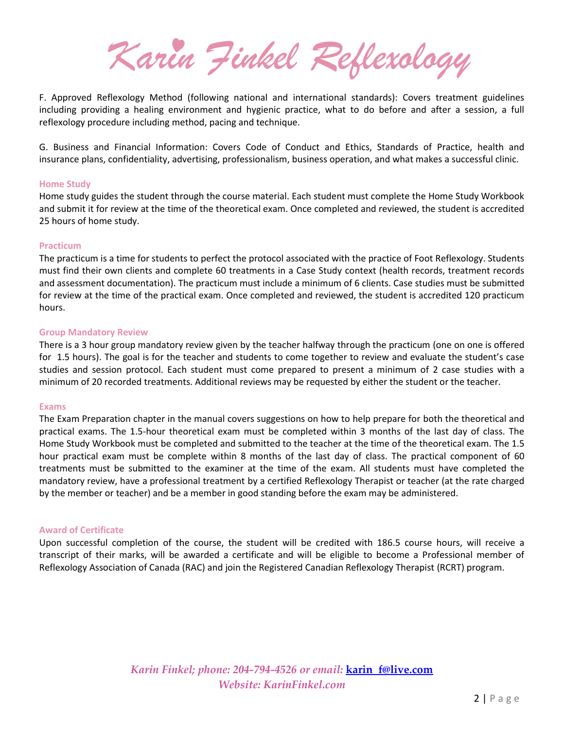# Karin Finkel Reflexology

F. Approved Reflexology Method (following national and international standards): Covers treatment guidelines including providing a healing environment and hygienic practice, what to do before and after a session, a full reflexology procedure including method, pacing and technique.

G. Business and Financial Information: Covers Code of Conduct and Ethics, Standards of Practice, health and insurance plans, confidentiality, advertising, professionalism, business operation, and what makes a successful clinic.

### Home Study

Home study guides the student through the course material. Each student must complete the Home Study Workbook and submit it for review at the time of the theoretical exam. Once completed and reviewed, the student is accredited 25 hours of home study.

### Practicum

The practicum is a time for students to perfect the protocol associated with the practice of Foot Reflexology. Students must find their own clients and complete 60 treatments in a Case Study context (health records, treatment records and assessment documentation). The practicum must include a minimum of 6 clients. Case studies must be submitted for review at the time of the practical exam. Once completed and reviewed, the student is accredited 120 practicum hours.

### Group Mandatory Review

There is a 3 hour group mandatory review given by the teacher halfway through the practicum (one on one is offered for 1.5 hours). The goal is for the teacher and students to come together to review and evaluate the student's case studies and session protocol. Each student must come prepared to present a minimum of 2 case studies with a minimum of 20 recorded treatments. Additional reviews may be requested by either the student or the teacher.

### Exams

The Exam Preparation chapter in the manual covers suggestions on how to help prepare for both the theoretical and practical exams. The 1.5-hour theoretical exam must be completed within 3 months of the last day of class. The Home Study Workbook must be completed and submitted to the teacher at the time of the theoretical exam. The 1.5 hour practical exam must be complete within 8 months of the last day of class. The practical component of 60 treatments must be submitted to the examiner at the time of the exam. All students must have completed the mandatory review, have a professional treatment by a certified Reflexology Therapist or teacher (at the rate charged by the member or teacher) and be a member in good standing before the exam may be administered.

### Award of Certificate

Upon successful completion of the course, the student will be credited with 186.5 course hours, will receive a transcript of their marks, will be awarded a certificate and will be eligible to become a Professional member of Reflexology Association of Canada (RAC) and join the Registered Canadian Reflexology Therapist (RCRT) program.

*Karin Finkel; phone: 204-794-4526 or email:* **karin_f@live.com**
*Website: KarinFinkel.com*